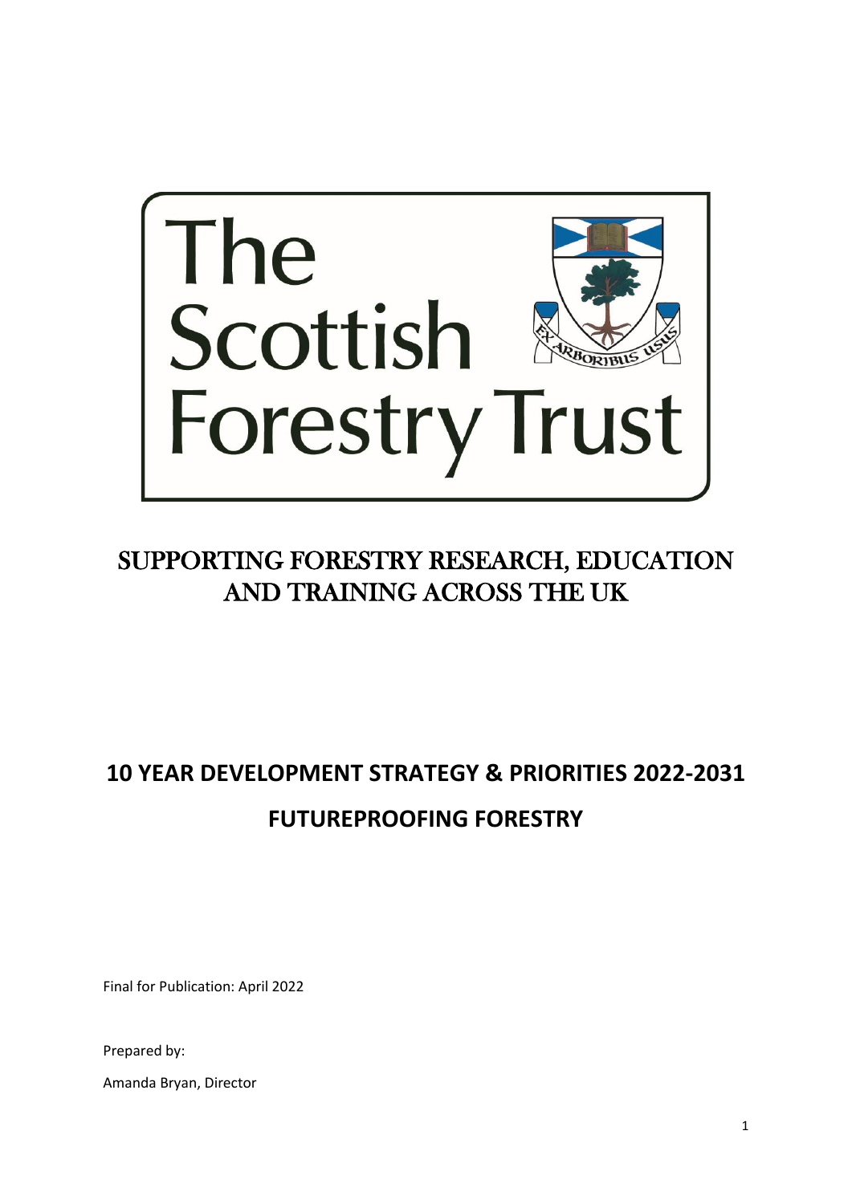# The Scottish Forestry Trust

EX ARBORIBUS USUS

## SUPPORTING FORESTRY RESEARCH, EDUCATION AND TRAINING ACROSS THE UK

# 10 YEAR DEVELOPMENT STRATEGY & PRIORITIES 2022-2031

# FUTUREPROOFING FORESTRY

Final for Publication: April 2022

Prepared by:

Amanda Bryan, Director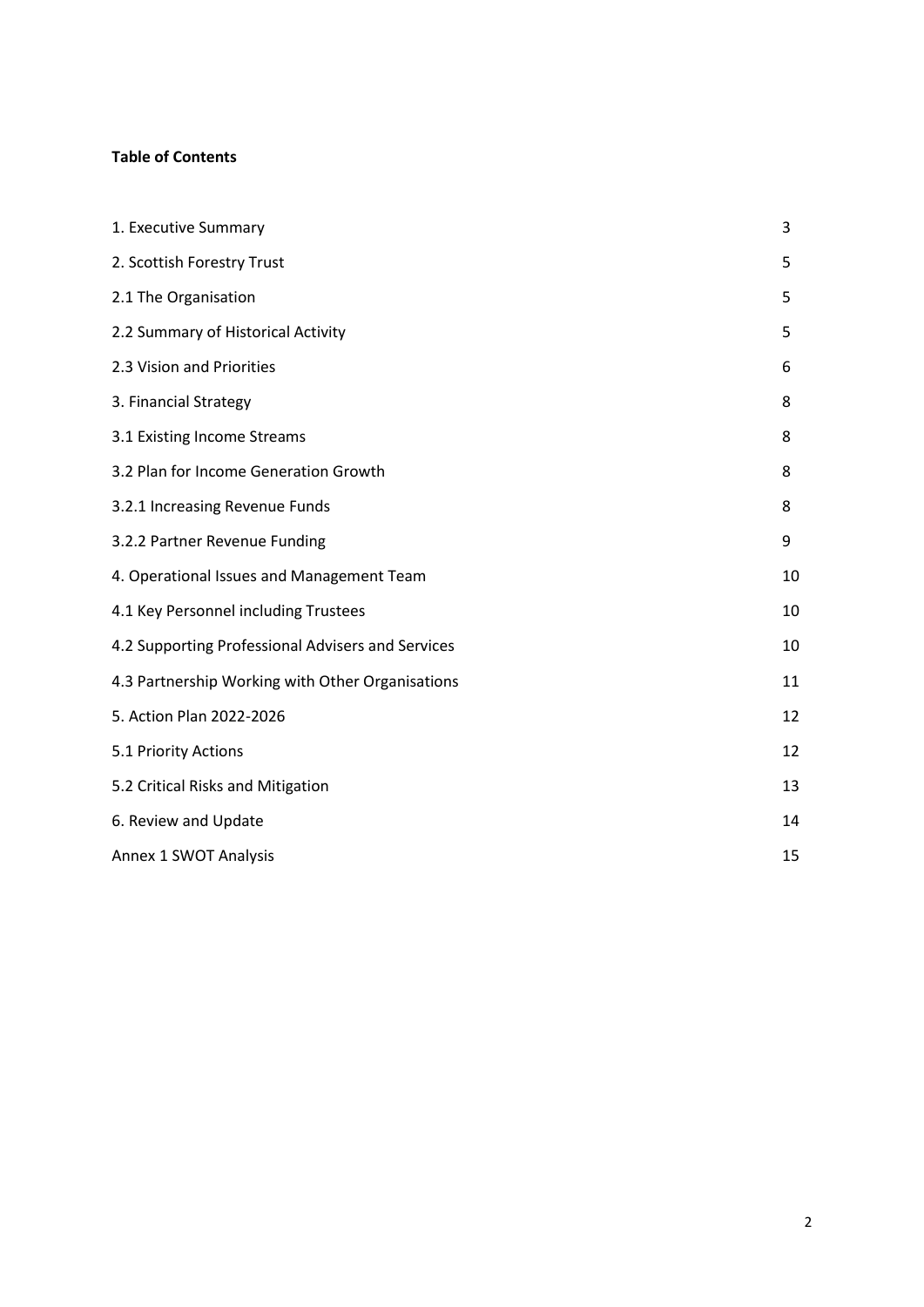**Table of Contents**

| | |
|---|---|
| 1. Executive Summary | 3 |
| 2. Scottish Forestry Trust | 5 |
| 2.1 The Organisation | 5 |
| 2.2 Summary of Historical Activity | 5 |
| 2.3 Vision and Priorities | 6 |
| 3. Financial Strategy | 8 |
| 3.1 Existing Income Streams | 8 |
| 3.2 Plan for Income Generation Growth | 8 |
| 3.2.1 Increasing Revenue Funds | 8 |
| 3.2.2 Partner Revenue Funding | 9 |
| 4. Operational Issues and Management Team | 10 |
| 4.1 Key Personnel including Trustees | 10 |
| 4.2 Supporting Professional Advisers and Services | 10 |
| 4.3 Partnership Working with Other Organisations | 11 |
| 5. Action Plan 2022-2026 | 12 |
| 5.1 Priority Actions | 12 |
| 5.2 Critical Risks and Mitigation | 13 |
| 6. Review and Update | 14 |
| Annex 1 SWOT Analysis | 15 |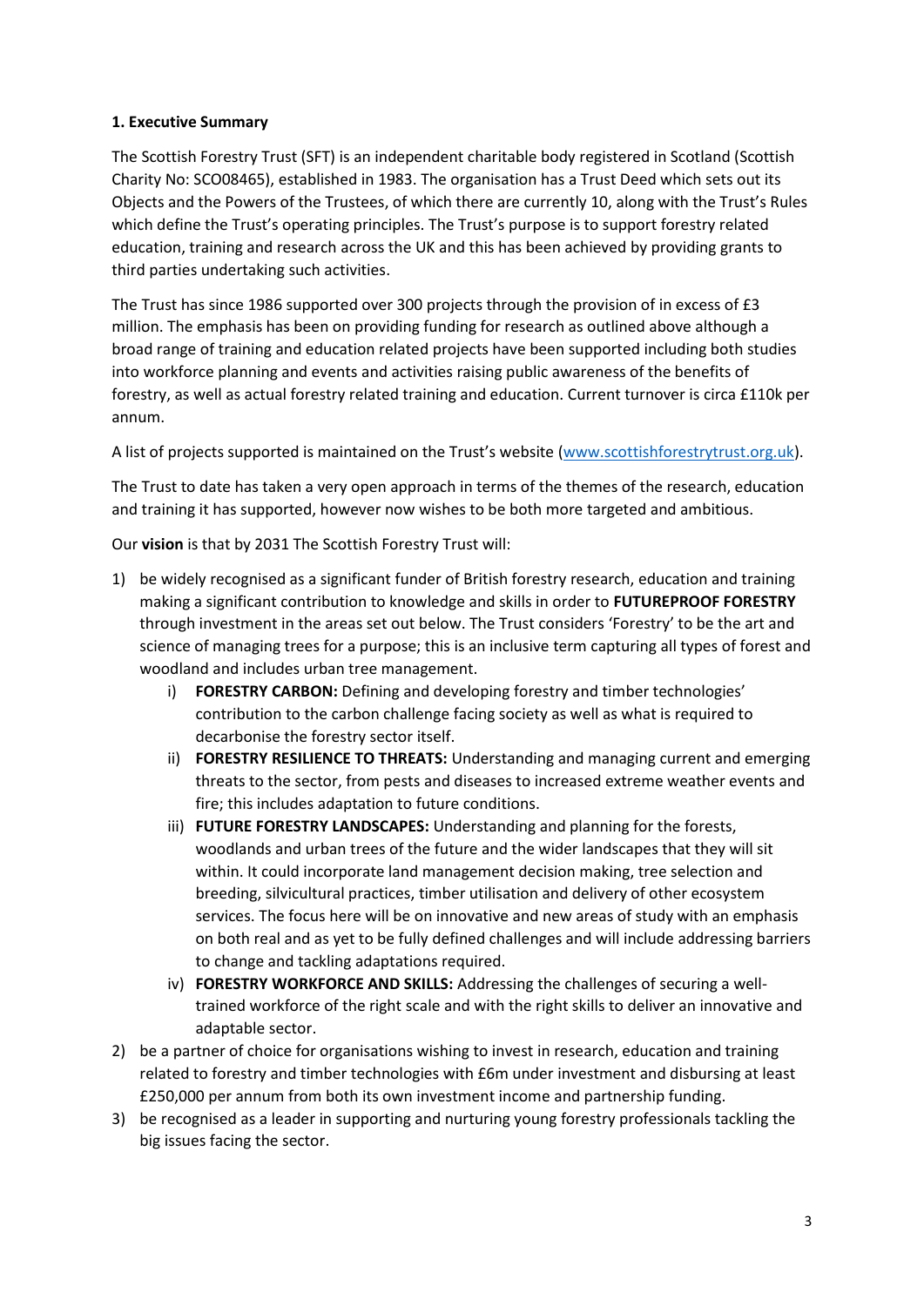**1. Executive Summary**

The Scottish Forestry Trust (SFT) is an independent charitable body registered in Scotland (Scottish Charity No: SCO08465), established in 1983. The organisation has a Trust Deed which sets out its Objects and the Powers of the Trustees, of which there are currently 10, along with the Trust's Rules which define the Trust's operating principles. The Trust's purpose is to support forestry related education, training and research across the UK and this has been achieved by providing grants to third parties undertaking such activities.

The Trust has since 1986 supported over 300 projects through the provision of in excess of £3 million. The emphasis has been on providing funding for research as outlined above although a broad range of training and education related projects have been supported including both studies into workforce planning and events and activities raising public awareness of the benefits of forestry, as well as actual forestry related training and education. Current turnover is circa £110k per annum.

A list of projects supported is maintained on the Trust's website (www.scottishforestrytrust.org.uk).

The Trust to date has taken a very open approach in terms of the themes of the research, education and training it has supported, however now wishes to be both more targeted and ambitious.

Our **vision** is that by 2031 The Scottish Forestry Trust will:

1) be widely recognised as a significant funder of British forestry research, education and training making a significant contribution to knowledge and skills in order to **FUTUREPROOF FORESTRY** through investment in the areas set out below. The Trust considers 'Forestry' to be the art and science of managing trees for a purpose; this is an inclusive term capturing all types of forest and woodland and includes urban tree management.
    i) **FORESTRY CARBON:** Defining and developing forestry and timber technologies' contribution to the carbon challenge facing society as well as what is required to decarbonise the forestry sector itself.
    ii) **FORESTRY RESILIENCE TO THREATS:** Understanding and managing current and emerging threats to the sector, from pests and diseases to increased extreme weather events and fire; this includes adaptation to future conditions.
    iii) **FUTURE FORESTRY LANDSCAPES:** Understanding and planning for the forests, woodlands and urban trees of the future and the wider landscapes that they will sit within. It could incorporate land management decision making, tree selection and breeding, silvicultural practices, timber utilisation and delivery of other ecosystem services. The focus here will be on innovative and new areas of study with an emphasis on both real and as yet to be fully defined challenges and will include addressing barriers to change and tackling adaptations required.
    iv) **FORESTRY WORKFORCE AND SKILLS:** Addressing the challenges of securing a well-trained workforce of the right scale and with the right skills to deliver an innovative and adaptable sector.
2) be a partner of choice for organisations wishing to invest in research, education and training related to forestry and timber technologies with £6m under investment and disbursing at least £250,000 per annum from both its own investment income and partnership funding.
3) be recognised as a leader in supporting and nurturing young forestry professionals tackling the big issues facing the sector.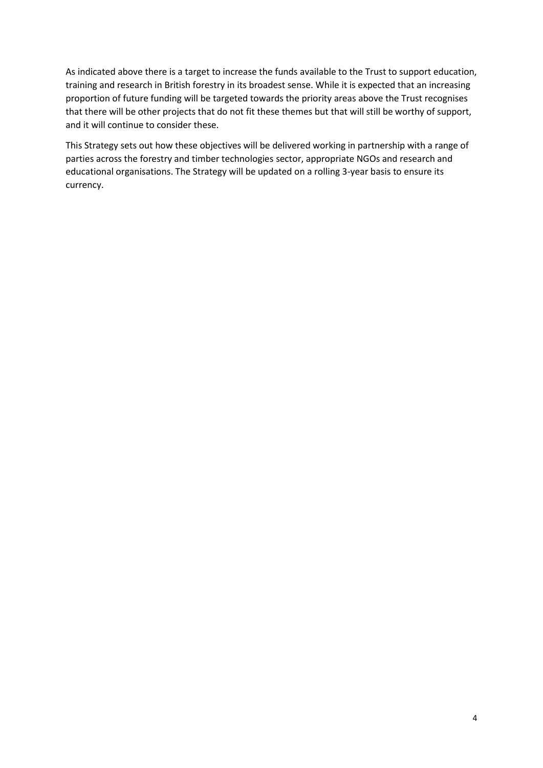As indicated above there is a target to increase the funds available to the Trust to support education, training and research in British forestry in its broadest sense. While it is expected that an increasing proportion of future funding will be targeted towards the priority areas above the Trust recognises that there will be other projects that do not fit these themes but that will still be worthy of support, and it will continue to consider these.

This Strategy sets out how these objectives will be delivered working in partnership with a range of parties across the forestry and timber technologies sector, appropriate NGOs and research and educational organisations. The Strategy will be updated on a rolling 3-year basis to ensure its currency.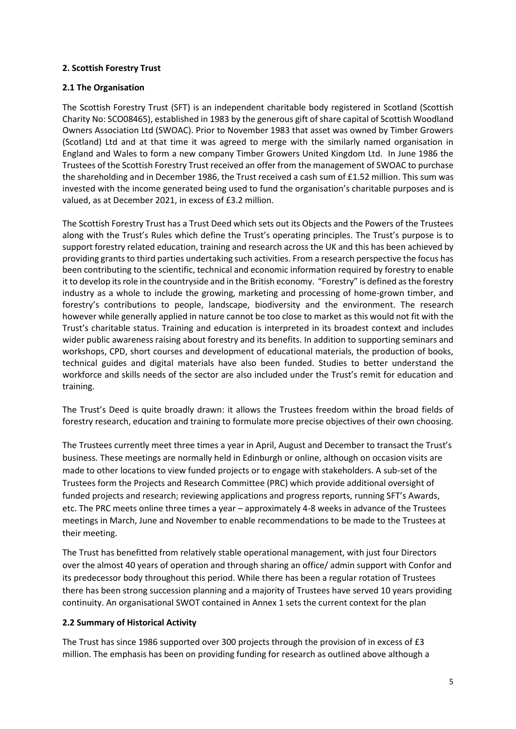## 2. Scottish Forestry Trust

### 2.1 The Organisation

The Scottish Forestry Trust (SFT) is an independent charitable body registered in Scotland (Scottish Charity No: SCO08465), established in 1983 by the generous gift of share capital of Scottish Woodland Owners Association Ltd (SWOAC). Prior to November 1983 that asset was owned by Timber Growers (Scotland) Ltd and at that time it was agreed to merge with the similarly named organisation in England and Wales to form a new company Timber Growers United Kingdom Ltd. In June 1986 the Trustees of the Scottish Forestry Trust received an offer from the management of SWOAC to purchase the shareholding and in December 1986, the Trust received a cash sum of £1.52 million. This sum was invested with the income generated being used to fund the organisation's charitable purposes and is valued, as at December 2021, in excess of £3.2 million.

The Scottish Forestry Trust has a Trust Deed which sets out its Objects and the Powers of the Trustees along with the Trust's Rules which define the Trust's operating principles. The Trust's purpose is to support forestry related education, training and research across the UK and this has been achieved by providing grants to third parties undertaking such activities. From a research perspective the focus has been contributing to the scientific, technical and economic information required by forestry to enable it to develop its role in the countryside and in the British economy. "Forestry" is defined as the forestry industry as a whole to include the growing, marketing and processing of home-grown timber, and forestry's contributions to people, landscape, biodiversity and the environment. The research however while generally applied in nature cannot be too close to market as this would not fit with the Trust's charitable status. Training and education is interpreted in its broadest context and includes wider public awareness raising about forestry and its benefits. In addition to supporting seminars and workshops, CPD, short courses and development of educational materials, the production of books, technical guides and digital materials have also been funded. Studies to better understand the workforce and skills needs of the sector are also included under the Trust's remit for education and training.

The Trust's Deed is quite broadly drawn: it allows the Trustees freedom within the broad fields of forestry research, education and training to formulate more precise objectives of their own choosing.

The Trustees currently meet three times a year in April, August and December to transact the Trust's business. These meetings are normally held in Edinburgh or online, although on occasion visits are made to other locations to view funded projects or to engage with stakeholders. A sub-set of the Trustees form the Projects and Research Committee (PRC) which provide additional oversight of funded projects and research; reviewing applications and progress reports, running SFT's Awards, etc. The PRC meets online three times a year – approximately 4-8 weeks in advance of the Trustees meetings in March, June and November to enable recommendations to be made to the Trustees at their meeting.

The Trust has benefitted from relatively stable operational management, with just four Directors over the almost 40 years of operation and through sharing an office/ admin support with Confor and its predecessor body throughout this period. While there has been a regular rotation of Trustees there has been strong succession planning and a majority of Trustees have served 10 years providing continuity. An organisational SWOT contained in Annex 1 sets the current context for the plan

### 2.2 Summary of Historical Activity

The Trust has since 1986 supported over 300 projects through the provision of in excess of £3 million. The emphasis has been on providing funding for research as outlined above although a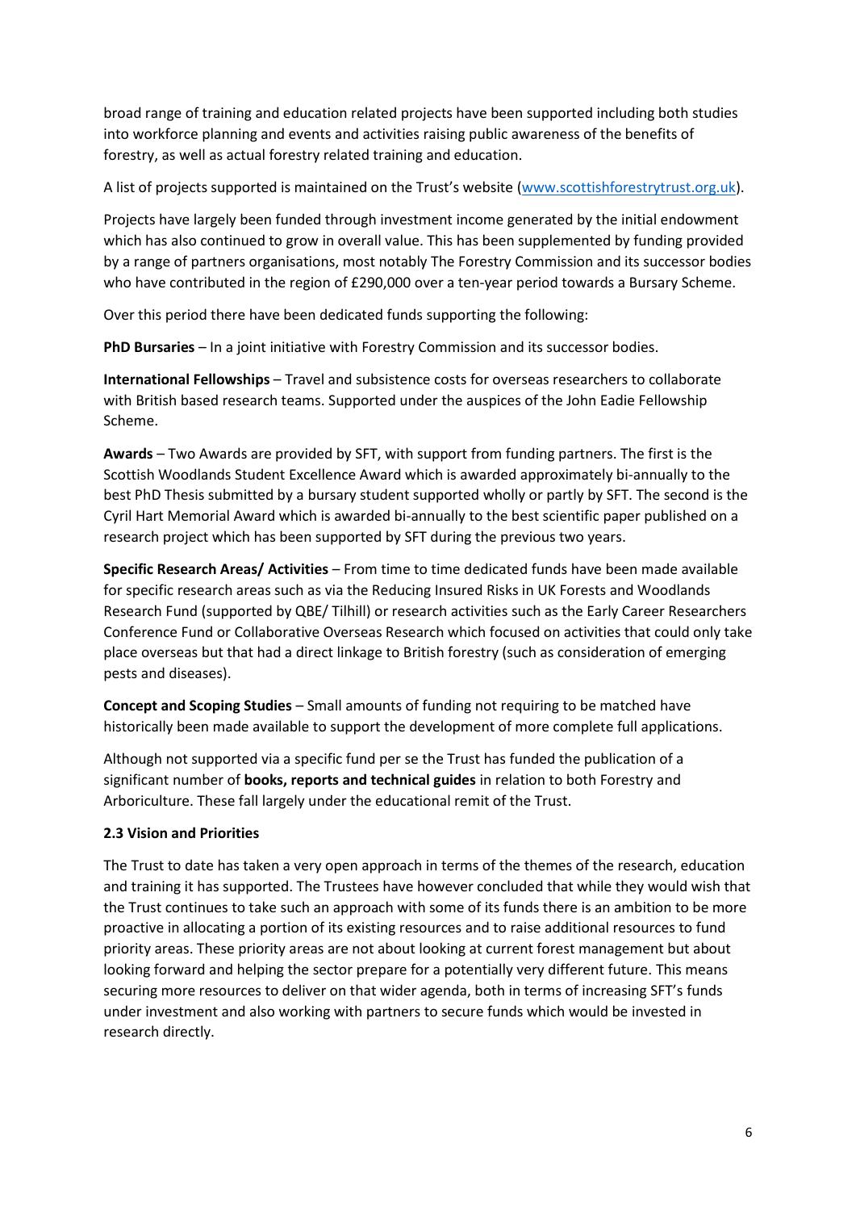broad range of training and education related projects have been supported including both studies into workforce planning and events and activities raising public awareness of the benefits of forestry, as well as actual forestry related training and education.

A list of projects supported is maintained on the Trust's website (www.scottishforestrytrust.org.uk).

Projects have largely been funded through investment income generated by the initial endowment which has also continued to grow in overall value. This has been supplemented by funding provided by a range of partners organisations, most notably The Forestry Commission and its successor bodies who have contributed in the region of £290,000 over a ten-year period towards a Bursary Scheme.

Over this period there have been dedicated funds supporting the following:

**PhD Bursaries** – In a joint initiative with Forestry Commission and its successor bodies.

**International Fellowships** – Travel and subsistence costs for overseas researchers to collaborate with British based research teams. Supported under the auspices of the John Eadie Fellowship Scheme.

**Awards** – Two Awards are provided by SFT, with support from funding partners. The first is the Scottish Woodlands Student Excellence Award which is awarded approximately bi-annually to the best PhD Thesis submitted by a bursary student supported wholly or partly by SFT. The second is the Cyril Hart Memorial Award which is awarded bi-annually to the best scientific paper published on a research project which has been supported by SFT during the previous two years.

**Specific Research Areas/ Activities** – From time to time dedicated funds have been made available for specific research areas such as via the Reducing Insured Risks in UK Forests and Woodlands Research Fund (supported by QBE/ Tilhill) or research activities such as the Early Career Researchers Conference Fund or Collaborative Overseas Research which focused on activities that could only take place overseas but that had a direct linkage to British forestry (such as consideration of emerging pests and diseases).

**Concept and Scoping Studies** – Small amounts of funding not requiring to be matched have historically been made available to support the development of more complete full applications.

Although not supported via a specific fund per se the Trust has funded the publication of a significant number of **books, reports and technical guides** in relation to both Forestry and Arboriculture. These fall largely under the educational remit of the Trust.

### 2.3 Vision and Priorities

The Trust to date has taken a very open approach in terms of the themes of the research, education and training it has supported. The Trustees have however concluded that while they would wish that the Trust continues to take such an approach with some of its funds there is an ambition to be more proactive in allocating a portion of its existing resources and to raise additional resources to fund priority areas. These priority areas are not about looking at current forest management but about looking forward and helping the sector prepare for a potentially very different future. This means securing more resources to deliver on that wider agenda, both in terms of increasing SFT's funds under investment and also working with partners to secure funds which would be invested in research directly.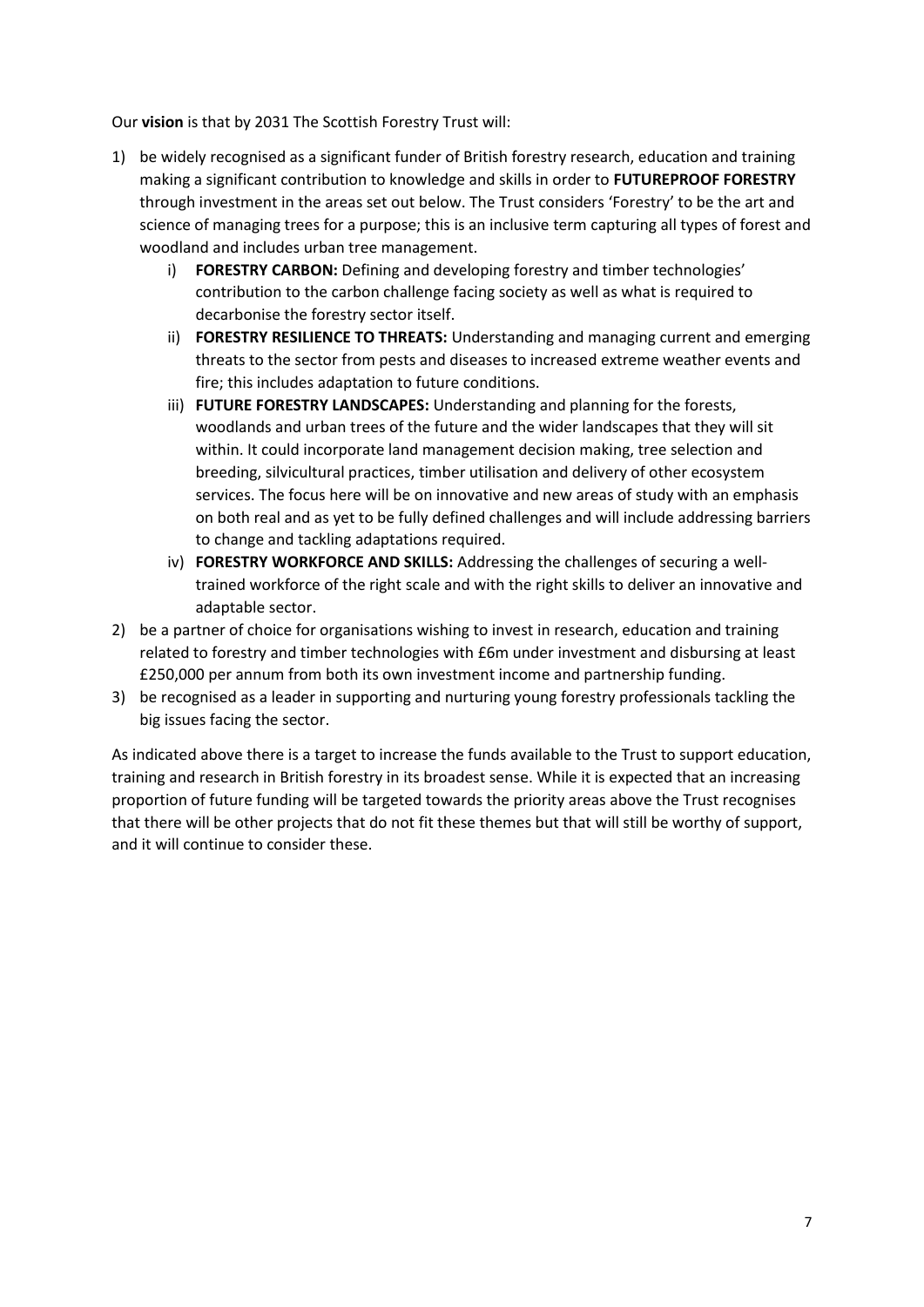Our **vision** is that by 2031 The Scottish Forestry Trust will:

1) be widely recognised as a significant funder of British forestry research, education and training making a significant contribution to knowledge and skills in order to **FUTUREPROOF FORESTRY** through investment in the areas set out below. The Trust considers 'Forestry' to be the art and science of managing trees for a purpose; this is an inclusive term capturing all types of forest and woodland and includes urban tree management.
   i) **FORESTRY CARBON:** Defining and developing forestry and timber technologies' contribution to the carbon challenge facing society as well as what is required to decarbonise the forestry sector itself.
   ii) **FORESTRY RESILIENCE TO THREATS:** Understanding and managing current and emerging threats to the sector from pests and diseases to increased extreme weather events and fire; this includes adaptation to future conditions.
   iii) **FUTURE FORESTRY LANDSCAPES:** Understanding and planning for the forests, woodlands and urban trees of the future and the wider landscapes that they will sit within. It could incorporate land management decision making, tree selection and breeding, silvicultural practices, timber utilisation and delivery of other ecosystem services. The focus here will be on innovative and new areas of study with an emphasis on both real and as yet to be fully defined challenges and will include addressing barriers to change and tackling adaptations required.
   iv) **FORESTRY WORKFORCE AND SKILLS:** Addressing the challenges of securing a well-trained workforce of the right scale and with the right skills to deliver an innovative and adaptable sector.
2) be a partner of choice for organisations wishing to invest in research, education and training related to forestry and timber technologies with £6m under investment and disbursing at least £250,000 per annum from both its own investment income and partnership funding.
3) be recognised as a leader in supporting and nurturing young forestry professionals tackling the big issues facing the sector.

As indicated above there is a target to increase the funds available to the Trust to support education, training and research in British forestry in its broadest sense. While it is expected that an increasing proportion of future funding will be targeted towards the priority areas above the Trust recognises that there will be other projects that do not fit these themes but that will still be worthy of support, and it will continue to consider these.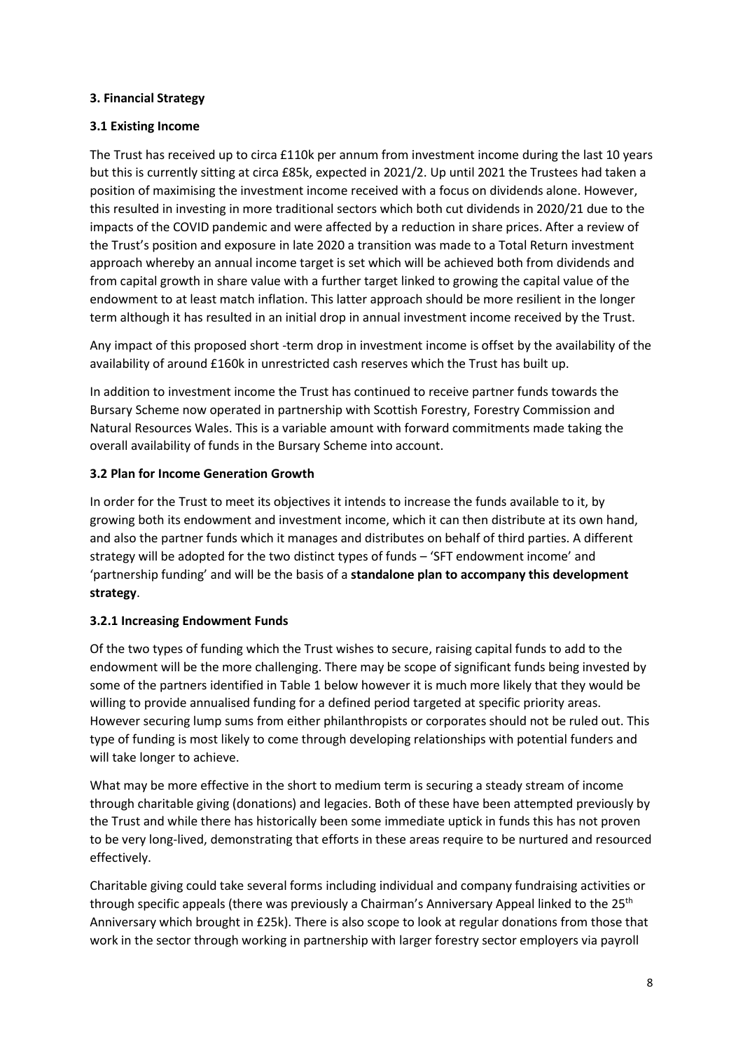**3. Financial Strategy**

**3.1 Existing Income**

The Trust has received up to circa £110k per annum from investment income during the last 10 years but this is currently sitting at circa £85k, expected in 2021/2. Up until 2021 the Trustees had taken a position of maximising the investment income received with a focus on dividends alone. However, this resulted in investing in more traditional sectors which both cut dividends in 2020/21 due to the impacts of the COVID pandemic and were affected by a reduction in share prices. After a review of the Trust's position and exposure in late 2020 a transition was made to a Total Return investment approach whereby an annual income target is set which will be achieved both from dividends and from capital growth in share value with a further target linked to growing the capital value of the endowment to at least match inflation. This latter approach should be more resilient in the longer term although it has resulted in an initial drop in annual investment income received by the Trust.

Any impact of this proposed short -term drop in investment income is offset by the availability of the availability of around £160k in unrestricted cash reserves which the Trust has built up.

In addition to investment income the Trust has continued to receive partner funds towards the Bursary Scheme now operated in partnership with Scottish Forestry, Forestry Commission and Natural Resources Wales. This is a variable amount with forward commitments made taking the overall availability of funds in the Bursary Scheme into account.

**3.2 Plan for Income Generation Growth**

In order for the Trust to meet its objectives it intends to increase the funds available to it, by growing both its endowment and investment income, which it can then distribute at its own hand, and also the partner funds which it manages and distributes on behalf of third parties. A different strategy will be adopted for the two distinct types of funds – 'SFT endowment income' and 'partnership funding' and will be the basis of a **standalone plan to accompany this development strategy**.

**3.2.1 Increasing Endowment Funds**

Of the two types of funding which the Trust wishes to secure, raising capital funds to add to the endowment will be the more challenging. There may be scope of significant funds being invested by some of the partners identified in Table 1 below however it is much more likely that they would be willing to provide annualised funding for a defined period targeted at specific priority areas. However securing lump sums from either philanthropists or corporates should not be ruled out. This type of funding is most likely to come through developing relationships with potential funders and will take longer to achieve.

What may be more effective in the short to medium term is securing a steady stream of income through charitable giving (donations) and legacies. Both of these have been attempted previously by the Trust and while there has historically been some immediate uptick in funds this has not proven to be very long-lived, demonstrating that efforts in these areas require to be nurtured and resourced effectively.

Charitable giving could take several forms including individual and company fundraising activities or through specific appeals (there was previously a Chairman's Anniversary Appeal linked to the 25th Anniversary which brought in £25k). There is also scope to look at regular donations from those that work in the sector through working in partnership with larger forestry sector employers via payroll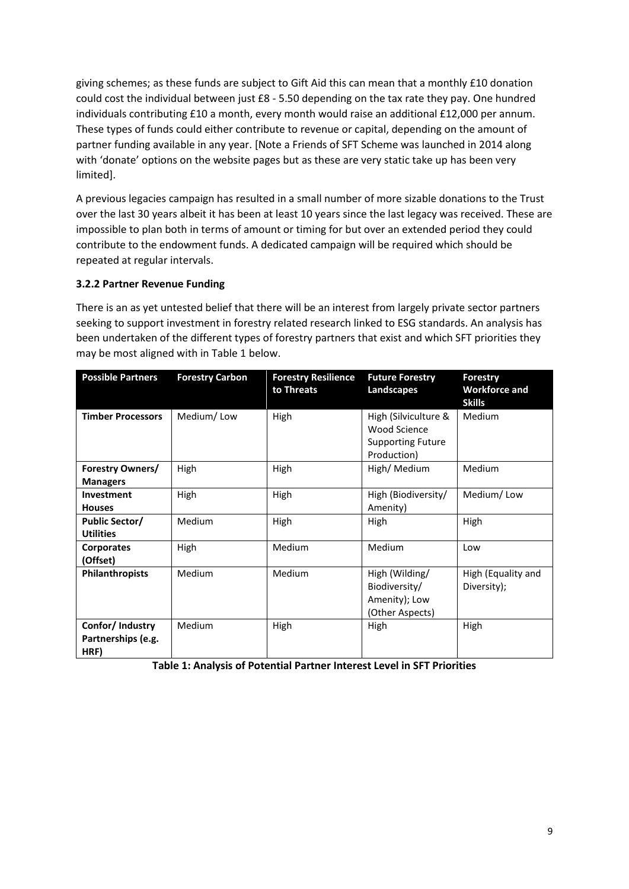giving schemes; as these funds are subject to Gift Aid this can mean that a monthly £10 donation could cost the individual between just £8 - 5.50 depending on the tax rate they pay. One hundred individuals contributing £10 a month, every month would raise an additional £12,000 per annum. These types of funds could either contribute to revenue or capital, depending on the amount of partner funding available in any year. [Note a Friends of SFT Scheme was launched in 2014 along with 'donate' options on the website pages but as these are very static take up has been very limited].

A previous legacies campaign has resulted in a small number of more sizable donations to the Trust over the last 30 years albeit it has been at least 10 years since the last legacy was received. These are impossible to plan both in terms of amount or timing for but over an extended period they could contribute to the endowment funds. A dedicated campaign will be required which should be repeated at regular intervals.

### 3.2.2 Partner Revenue Funding

There is an as yet untested belief that there will be an interest from largely private sector partners seeking to support investment in forestry related research linked to ESG standards. An analysis has been undertaken of the different types of forestry partners that exist and which SFT priorities they may be most aligned with in Table 1 below.

| Possible Partners | Forestry Carbon | Forestry Resilience to Threats | Future Forestry Landscapes | Forestry Workforce and Skills |
|---|---|---|---|---|
| **Timber Processors** | Medium/ Low | High | High (Silviculture & Wood Science Supporting Future Production) | Medium |
| **Forestry Owners/ Managers** | High | High | High/ Medium | Medium |
| **Investment Houses** | High | High | High (Biodiversity/ Amenity) | Medium/ Low |
| **Public Sector/ Utilities** | Medium | High | High | High |
| **Corporates (Offset)** | High | Medium | Medium | Low |
| **Philanthropists** | Medium | Medium | High (Wilding/ Biodiversity/ Amenity); Low (Other Aspects) | High (Equality and Diversity); |
| **Confor/ Industry Partnerships (e.g. HRF)** | Medium | High | High | High |

**Table 1: Analysis of Potential Partner Interest Level in SFT Priorities**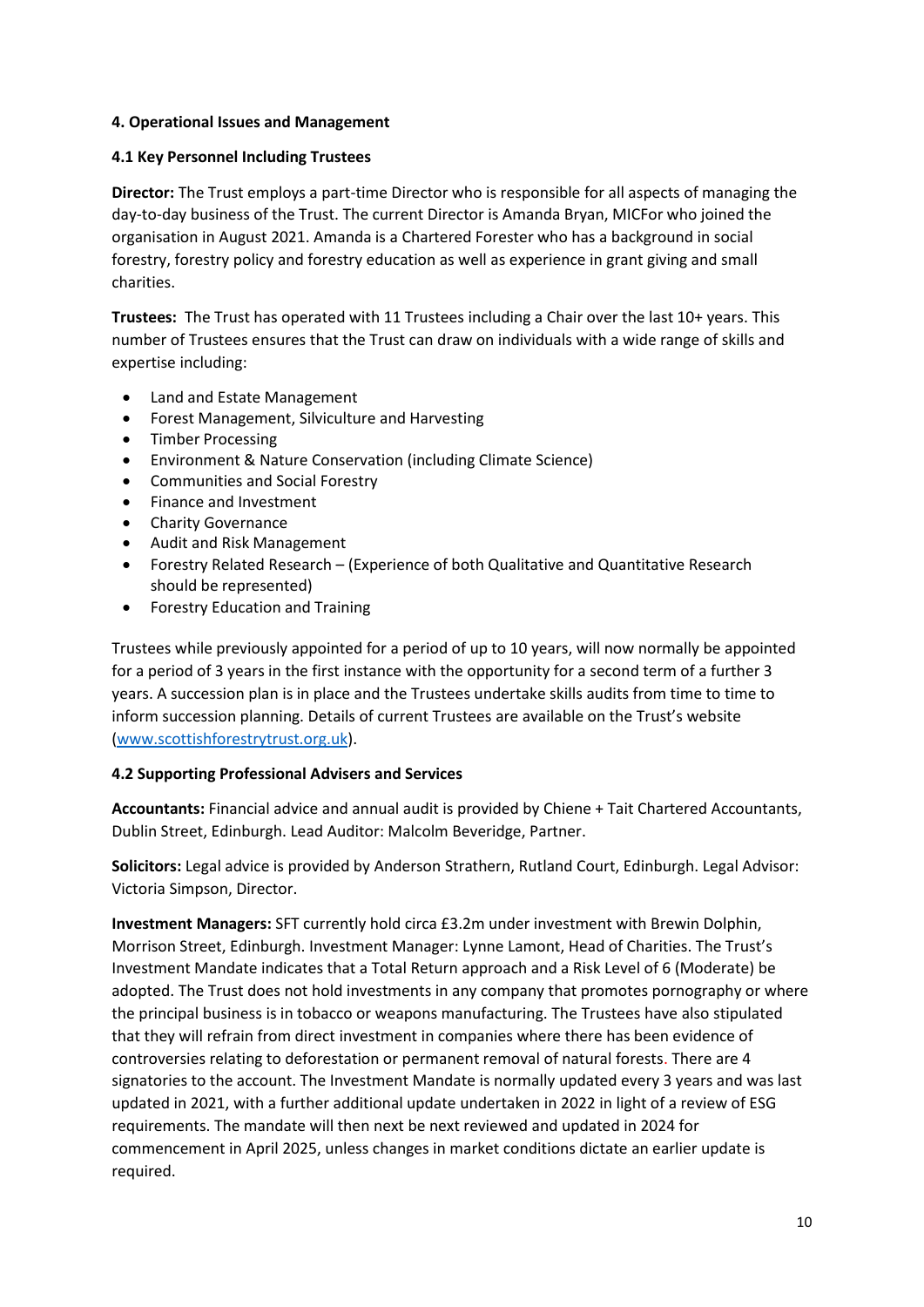**4. Operational Issues and Management**

**4.1 Key Personnel Including Trustees**

**Director:** The Trust employs a part-time Director who is responsible for all aspects of managing the day-to-day business of the Trust. The current Director is Amanda Bryan, MICFor who joined the organisation in August 2021. Amanda is a Chartered Forester who has a background in social forestry, forestry policy and forestry education as well as experience in grant giving and small charities.

**Trustees:** The Trust has operated with 11 Trustees including a Chair over the last 10+ years. This number of Trustees ensures that the Trust can draw on individuals with a wide range of skills and expertise including:

- Land and Estate Management
- Forest Management, Silviculture and Harvesting
- Timber Processing
- Environment & Nature Conservation (including Climate Science)
- Communities and Social Forestry
- Finance and Investment
- Charity Governance
- Audit and Risk Management
- Forestry Related Research – (Experience of both Qualitative and Quantitative Research should be represented)
- Forestry Education and Training

Trustees while previously appointed for a period of up to 10 years, will now normally be appointed for a period of 3 years in the first instance with the opportunity for a second term of a further 3 years. A succession plan is in place and the Trustees undertake skills audits from time to time to inform succession planning. Details of current Trustees are available on the Trust's website ([www.scottishforestrytrust.org.uk](www.scottishforestrytrust.org.uk)).

**4.2 Supporting Professional Advisers and Services**

**Accountants:** Financial advice and annual audit is provided by Chiene + Tait Chartered Accountants, Dublin Street, Edinburgh. Lead Auditor: Malcolm Beveridge, Partner.

**Solicitors:** Legal advice is provided by Anderson Strathern, Rutland Court, Edinburgh. Legal Advisor: Victoria Simpson, Director.

**Investment Managers:** SFT currently hold circa £3.2m under investment with Brewin Dolphin, Morrison Street, Edinburgh. Investment Manager: Lynne Lamont, Head of Charities. The Trust's Investment Mandate indicates that a Total Return approach and a Risk Level of 6 (Moderate) be adopted. The Trust does not hold investments in any company that promotes pornography or where the principal business is in tobacco or weapons manufacturing. The Trustees have also stipulated that they will refrain from direct investment in companies where there has been evidence of controversies relating to deforestation or permanent removal of natural forests. There are 4 signatories to the account. The Investment Mandate is normally updated every 3 years and was last updated in 2021, with a further additional update undertaken in 2022 in light of a review of ESG requirements. The mandate will then next be next reviewed and updated in 2024 for commencement in April 2025, unless changes in market conditions dictate an earlier update is required.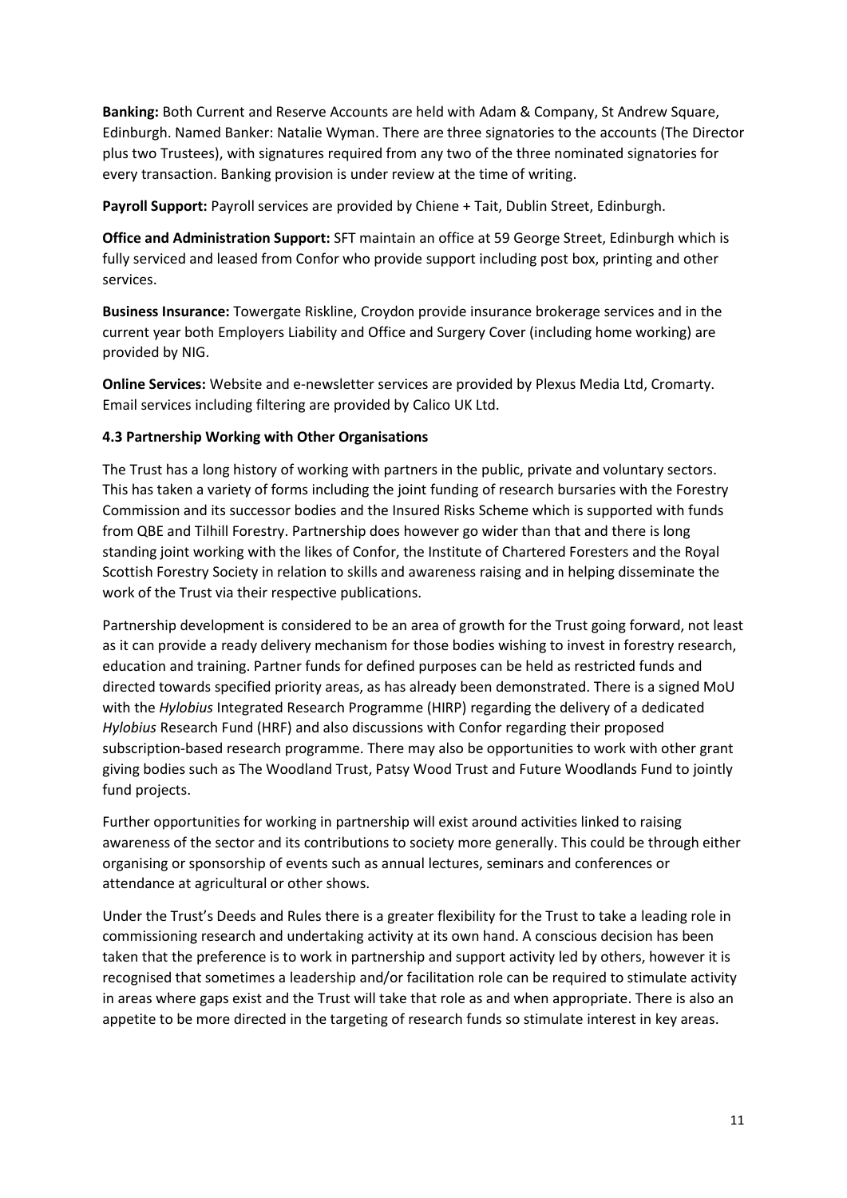**Banking:** Both Current and Reserve Accounts are held with Adam & Company, St Andrew Square, Edinburgh. Named Banker: Natalie Wyman. There are three signatories to the accounts (The Director plus two Trustees), with signatures required from any two of the three nominated signatories for every transaction. Banking provision is under review at the time of writing.

**Payroll Support:** Payroll services are provided by Chiene + Tait, Dublin Street, Edinburgh.

**Office and Administration Support:** SFT maintain an office at 59 George Street, Edinburgh which is fully serviced and leased from Confor who provide support including post box, printing and other services.

**Business Insurance:** Towergate Riskline, Croydon provide insurance brokerage services and in the current year both Employers Liability and Office and Surgery Cover (including home working) are provided by NIG.

**Online Services:** Website and e-newsletter services are provided by Plexus Media Ltd, Cromarty. Email services including filtering are provided by Calico UK Ltd.

### 4.3 Partnership Working with Other Organisations

The Trust has a long history of working with partners in the public, private and voluntary sectors. This has taken a variety of forms including the joint funding of research bursaries with the Forestry Commission and its successor bodies and the Insured Risks Scheme which is supported with funds from QBE and Tilhill Forestry. Partnership does however go wider than that and there is long standing joint working with the likes of Confor, the Institute of Chartered Foresters and the Royal Scottish Forestry Society in relation to skills and awareness raising and in helping disseminate the work of the Trust via their respective publications.

Partnership development is considered to be an area of growth for the Trust going forward, not least as it can provide a ready delivery mechanism for those bodies wishing to invest in forestry research, education and training. Partner funds for defined purposes can be held as restricted funds and directed towards specified priority areas, as has already been demonstrated. There is a signed MoU with the *Hylobius* Integrated Research Programme (HIRP) regarding the delivery of a dedicated *Hylobius* Research Fund (HRF) and also discussions with Confor regarding their proposed subscription-based research programme. There may also be opportunities to work with other grant giving bodies such as The Woodland Trust, Patsy Wood Trust and Future Woodlands Fund to jointly fund projects.

Further opportunities for working in partnership will exist around activities linked to raising awareness of the sector and its contributions to society more generally. This could be through either organising or sponsorship of events such as annual lectures, seminars and conferences or attendance at agricultural or other shows.

Under the Trust's Deeds and Rules there is a greater flexibility for the Trust to take a leading role in commissioning research and undertaking activity at its own hand. A conscious decision has been taken that the preference is to work in partnership and support activity led by others, however it is recognised that sometimes a leadership and/or facilitation role can be required to stimulate activity in areas where gaps exist and the Trust will take that role as and when appropriate. There is also an appetite to be more directed in the targeting of research funds so stimulate interest in key areas.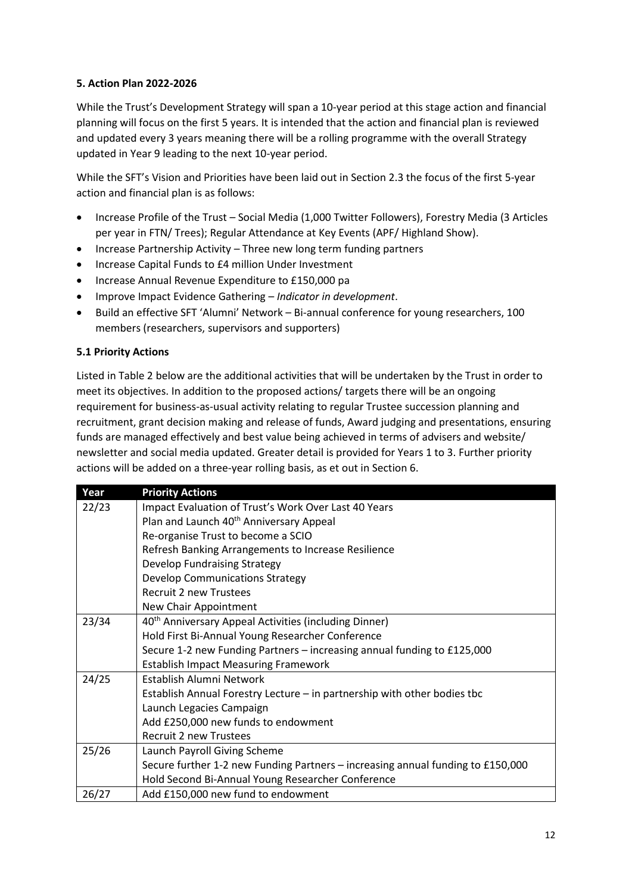**5. Action Plan 2022-2026**

While the Trust's Development Strategy will span a 10-year period at this stage action and financial planning will focus on the first 5 years. It is intended that the action and financial plan is reviewed and updated every 3 years meaning there will be a rolling programme with the overall Strategy updated in Year 9 leading to the next 10-year period.

While the SFT's Vision and Priorities have been laid out in Section 2.3 the focus of the first 5-year action and financial plan is as follows:

- Increase Profile of the Trust – Social Media (1,000 Twitter Followers), Forestry Media (3 Articles per year in FTN/ Trees); Regular Attendance at Key Events (APF/ Highland Show).
- Increase Partnership Activity – Three new long term funding partners
- Increase Capital Funds to £4 million Under Investment
- Increase Annual Revenue Expenditure to £150,000 pa
- Improve Impact Evidence Gathering – *Indicator in development*.
- Build an effective SFT 'Alumni' Network – Bi-annual conference for young researchers, 100 members (researchers, supervisors and supporters)

**5.1 Priority Actions**

Listed in Table 2 below are the additional activities that will be undertaken by the Trust in order to meet its objectives. In addition to the proposed actions/ targets there will be an ongoing requirement for business-as-usual activity relating to regular Trustee succession planning and recruitment, grant decision making and release of funds, Award judging and presentations, ensuring funds are managed effectively and best value being achieved in terms of advisers and website/ newsletter and social media updated. Greater detail is provided for Years 1 to 3. Further priority actions will be added on a three-year rolling basis, as et out in Section 6.

| Year | Priority Actions |
|---|---|
| 22/23 | Impact Evaluation of Trust's Work Over Last 40 Years<br>Plan and Launch 40th Anniversary Appeal<br>Re-organise Trust to become a SCIO<br>Refresh Banking Arrangements to Increase Resilience<br>Develop Fundraising Strategy<br>Develop Communications Strategy<br>Recruit 2 new Trustees<br>New Chair Appointment |
| 23/34 | 40th Anniversary Appeal Activities (including Dinner)<br>Hold First Bi-Annual Young Researcher Conference<br>Secure 1-2 new Funding Partners – increasing annual funding to £125,000<br>Establish Impact Measuring Framework |
| 24/25 | Establish Alumni Network<br>Establish Annual Forestry Lecture – in partnership with other bodies tbc<br>Launch Legacies Campaign<br>Add £250,000 new funds to endowment<br>Recruit 2 new Trustees |
| 25/26 | Launch Payroll Giving Scheme<br>Secure further 1-2 new Funding Partners – increasing annual funding to £150,000<br>Hold Second Bi-Annual Young Researcher Conference |
| 26/27 | Add £150,000 new fund to endowment |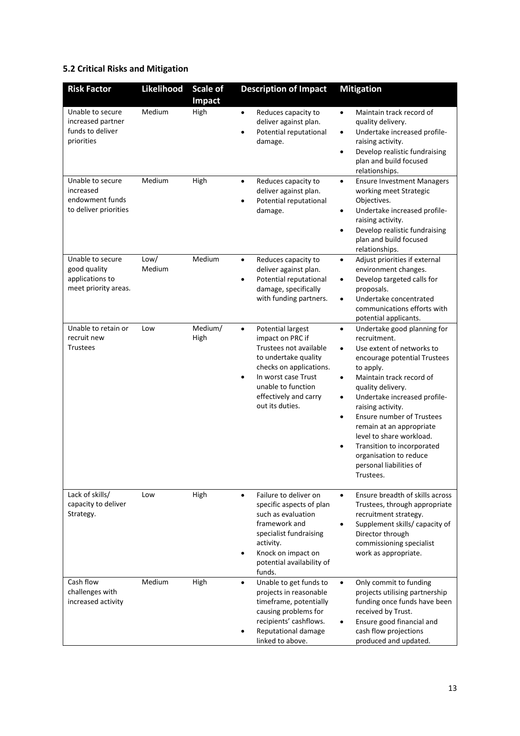## 5.2 Critical Risks and Mitigation

| Risk Factor | Likelihood | Scale of Impact | Description of Impact | Mitigation |
| --- | --- | --- | --- | --- |
| Unable to secure increased partner funds to deliver priorities | Medium | High | • Reduces capacity to deliver against plan.<br>• Potential reputational damage. | • Maintain track record of quality delivery.<br>• Undertake increased profile-raising activity.<br>• Develop realistic fundraising plan and build focused relationships. |
| Unable to secure increased endowment funds to deliver priorities | Medium | High | • Reduces capacity to deliver against plan.<br>• Potential reputational damage. | • Ensure Investment Managers working meet Strategic Objectives.<br>• Undertake increased profile-raising activity.<br>• Develop realistic fundraising plan and build focused relationships. |
| Unable to secure good quality applications to meet priority areas. | Low/ Medium | Medium | • Reduces capacity to deliver against plan.<br>• Potential reputational damage, specifically with funding partners. | • Adjust priorities if external environment changes.<br>• Develop targeted calls for proposals.<br>• Undertake concentrated communications efforts with potential applicants. |
| Unable to retain or recruit new Trustees | Low | Medium/ High | • Potential largest impact on PRC if Trustees not available to undertake quality checks on applications.<br>• In worst case Trust unable to function effectively and carry out its duties. | • Undertake good planning for recruitment.<br>• Use extent of networks to encourage potential Trustees to apply.<br>• Maintain track record of quality delivery.<br>• Undertake increased profile-raising activity.<br>• Ensure number of Trustees remain at an appropriate level to share workload.<br>• Transition to incorporated organisation to reduce personal liabilities of Trustees. |
| Lack of skills/ capacity to deliver Strategy. | Low | High | • Failure to deliver on specific aspects of plan such as evaluation framework and specialist fundraising activity.<br>• Knock on impact on potential availability of funds. | • Ensure breadth of skills across Trustees, through appropriate recruitment strategy.<br>• Supplement skills/ capacity of Director through commissioning specialist work as appropriate. |
| Cash flow challenges with increased activity | Medium | High | • Unable to get funds to projects in reasonable timeframe, potentially causing problems for recipients' cashflows.<br>• Reputational damage linked to above. | • Only commit to funding projects utilising partnership funding once funds have been received by Trust.<br>• Ensure good financial and cash flow projections produced and updated. |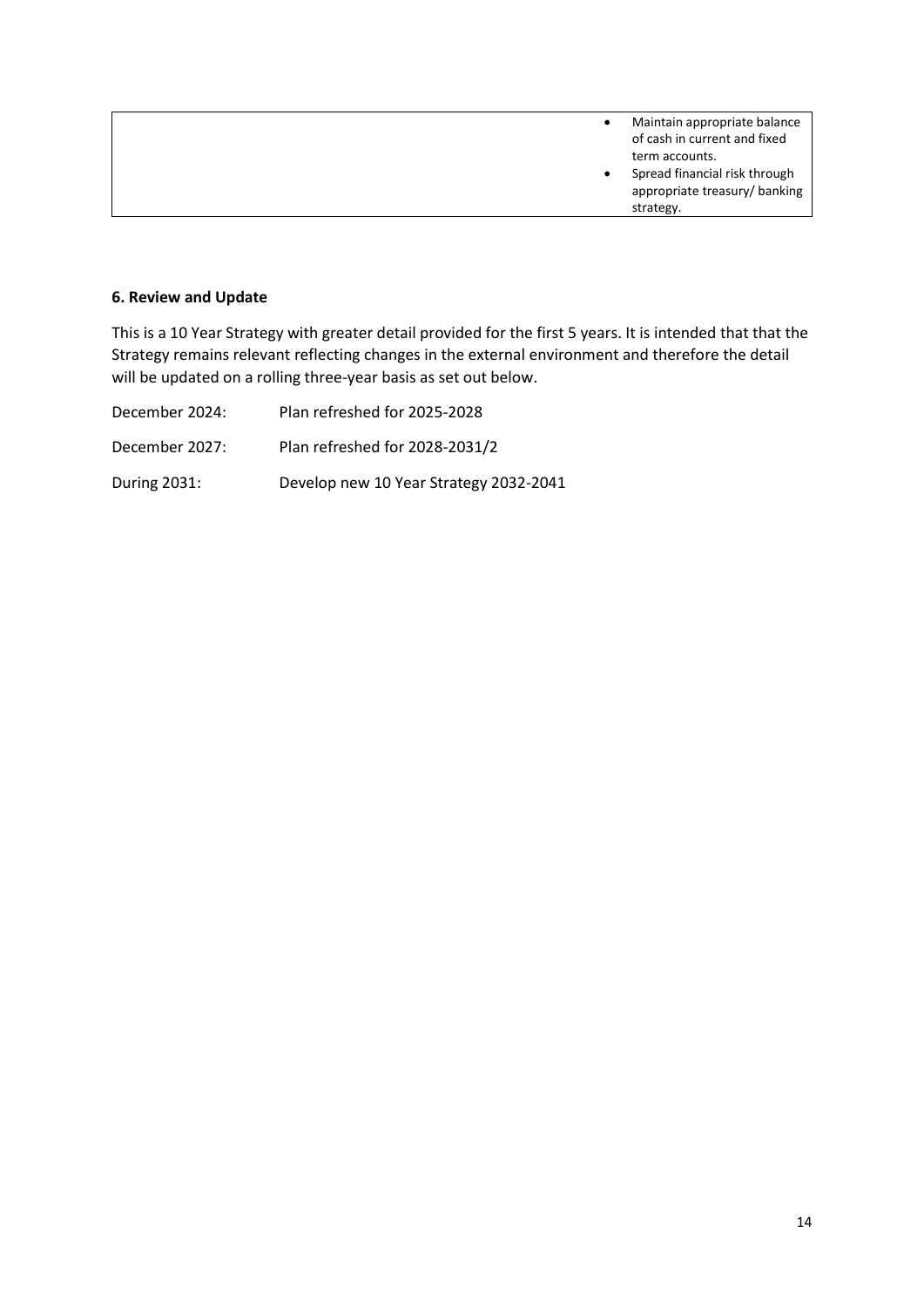| | |
|---|---|
| | • Maintain appropriate balance of cash in current and fixed term accounts.<br>• Spread financial risk through appropriate treasury/ banking strategy. |

**6. Review and Update**

This is a 10 Year Strategy with greater detail provided for the first 5 years. It is intended that that the Strategy remains relevant reflecting changes in the external environment and therefore the detail will be updated on a rolling three-year basis as set out below.

December 2024: Plan refreshed for 2025-2028

December 2027: Plan refreshed for 2028-2031/2

During 2031: Develop new 10 Year Strategy 2032-2041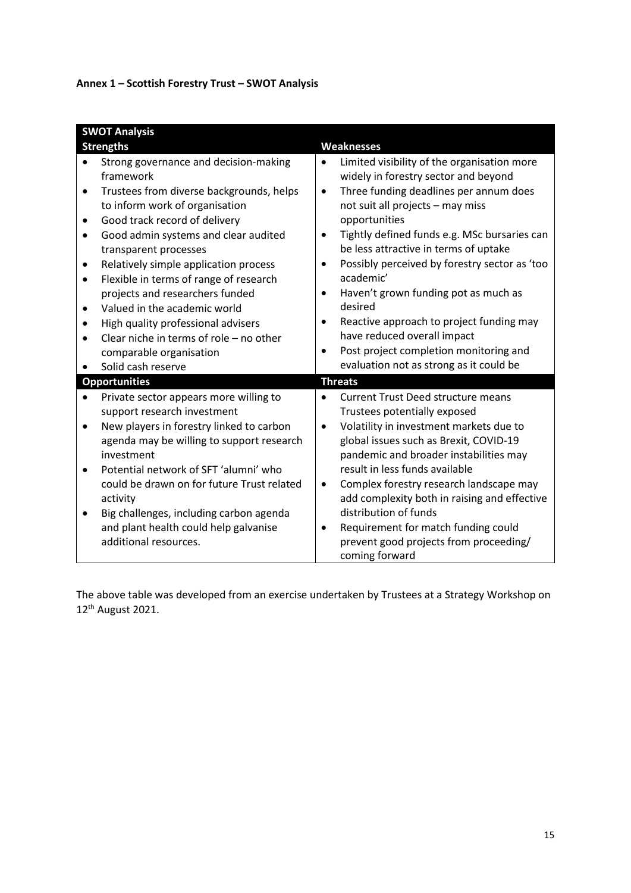**Annex 1 – Scottish Forestry Trust – SWOT Analysis**

| SWOT Analysis | |
|---|---|
| **Strengths** | **Weaknesses** |
| • Strong governance and decision-making framework<br>• Trustees from diverse backgrounds, helps to inform work of organisation<br>• Good track record of delivery<br>• Good admin systems and clear audited transparent processes<br>• Relatively simple application process<br>• Flexible in terms of range of research projects and researchers funded<br>• Valued in the academic world<br>• High quality professional advisers<br>• Clear niche in terms of role – no other comparable organisation<br>• Solid cash reserve | • Limited visibility of the organisation more widely in forestry sector and beyond<br>• Three funding deadlines per annum does not suit all projects – may miss opportunities<br>• Tightly defined funds e.g. MSc bursaries can be less attractive in terms of uptake<br>• Possibly perceived by forestry sector as 'too academic'<br>• Haven't grown funding pot as much as desired<br>• Reactive approach to project funding may have reduced overall impact<br>• Post project completion monitoring and evaluation not as strong as it could be |
| **Opportunities** | **Threats** |
| • Private sector appears more willing to support research investment<br>• New players in forestry linked to carbon agenda may be willing to support research investment<br>• Potential network of SFT 'alumni' who could be drawn on for future Trust related activity<br>• Big challenges, including carbon agenda and plant health could help galvanise additional resources. | • Current Trust Deed structure means Trustees potentially exposed<br>• Volatility in investment markets due to global issues such as Brexit, COVID-19 pandemic and broader instabilities may result in less funds available<br>• Complex forestry research landscape may add complexity both in raising and effective distribution of funds<br>• Requirement for match funding could prevent good projects from proceeding/ coming forward |

The above table was developed from an exercise undertaken by Trustees at a Strategy Workshop on 12th August 2021.